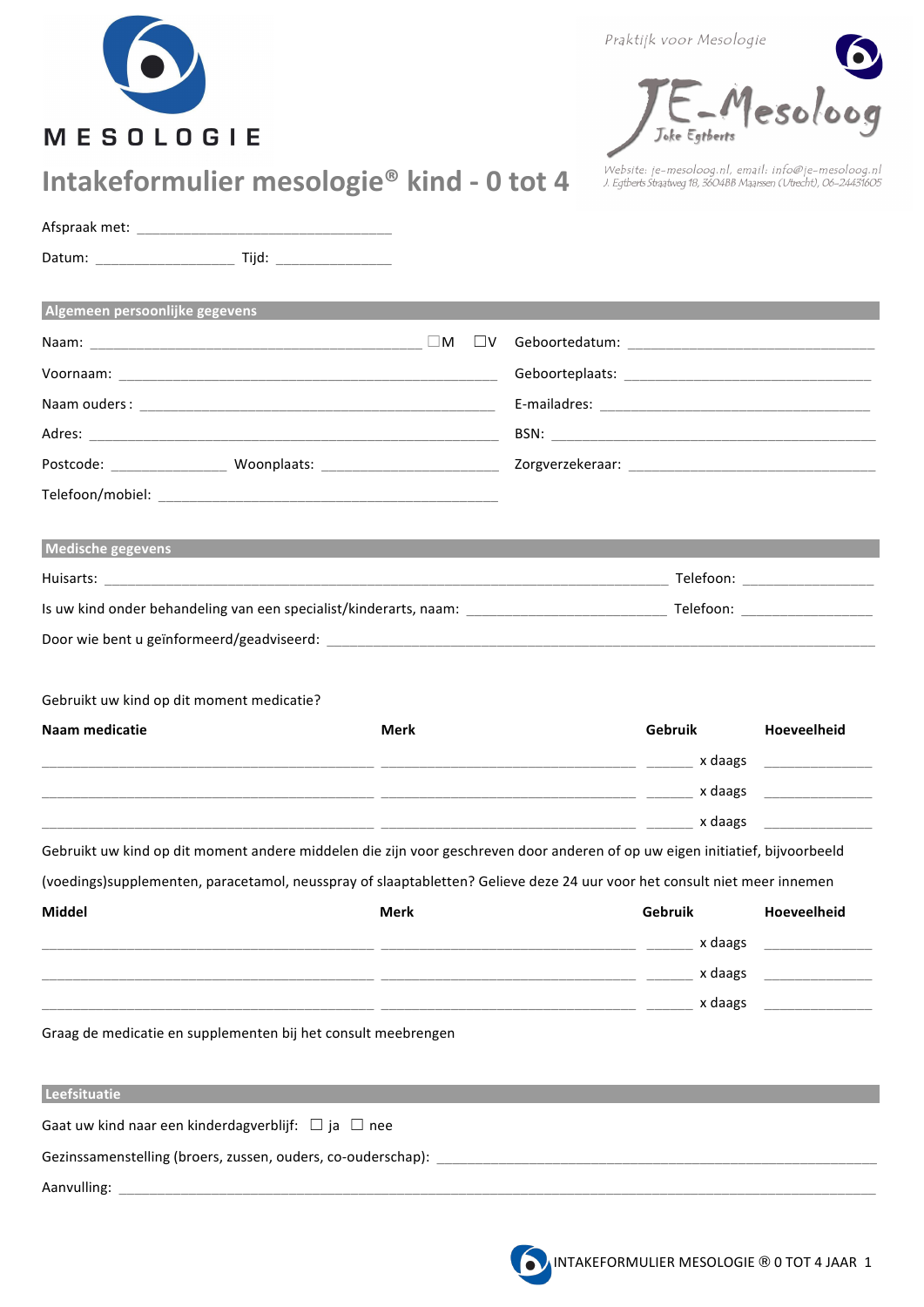MESOLOGIE

Praktijk voor Mesologie

JE-Mesoloog
Joke Egtberts

Website: je-mesoloog.nl, email: info@je-mesoloog.nl
J. Egtberts Straatweg 18, 3604BB Maarssen (Utrecht), 06-24431605

# Intakeformulier mesologie® kind - 0 tot 4

Afspraak met: ______________________________

Datum: ________________ Tijd: ______________

## Algemeen persoonlijke gegevens

Naam: ________________________________________ ☐M ☐V

Geboortedatum: ______________________________

Voornaam: ____________________________________________

Geboorteplaats: ______________________________

Naam ouders : ________________________________________

E-mailadres: ________________________________

Adres: ______________________________________________

BSN: ______________________________________

Postcode: ______________ Woonplaats: ____________________

Zorgverzekeraar: ____________________________

Telefoon/mobiel: ______________________________________

## Medische gegevens

Huisarts: ____________________________________________ Telefoon: ________________

Is uw kind onder behandeling van een specialist/kinderarts, naam: ________________________ Telefoon: ________________

Door wie bent u geïnformeerd/geadviseerd: ______________________________________________

Gebruikt uw kind op dit moment medicatie?

| Naam medicatie | Merk | Gebruik | Hoeveelheid |
|---|---|---|---|
| ______________________ | ______________________ | ______ x daags | ____________ |
| ______________________ | ______________________ | ______ x daags | ____________ |
| ______________________ | ______________________ | ______ x daags | ____________ |

Gebruikt uw kind op dit moment andere middelen die zijn voor geschreven door anderen of op uw eigen initiatief, bijvoorbeeld (voedings)supplementen, paracetamol, neusspray of slaaptabletten? Gelieve deze 24 uur voor het consult niet meer innemen

| Middel | Merk | Gebruik | Hoeveelheid |
|---|---|---|---|
| ______________________ | ______________________ | ______ x daags | ____________ |
| ______________________ | ______________________ | ______ x daags | ____________ |
| ______________________ | ______________________ | ______ x daags | ____________ |

Graag de medicatie en supplementen bij het consult meebrengen

## Leefsituatie

Gaat uw kind naar een kinderdagverblijf: ☐ ja ☐ nee

Gezinssamenstelling (broers, zussen, ouders, co-ouderschap): ______________________________________

Aanvulling: ______________________________________________________________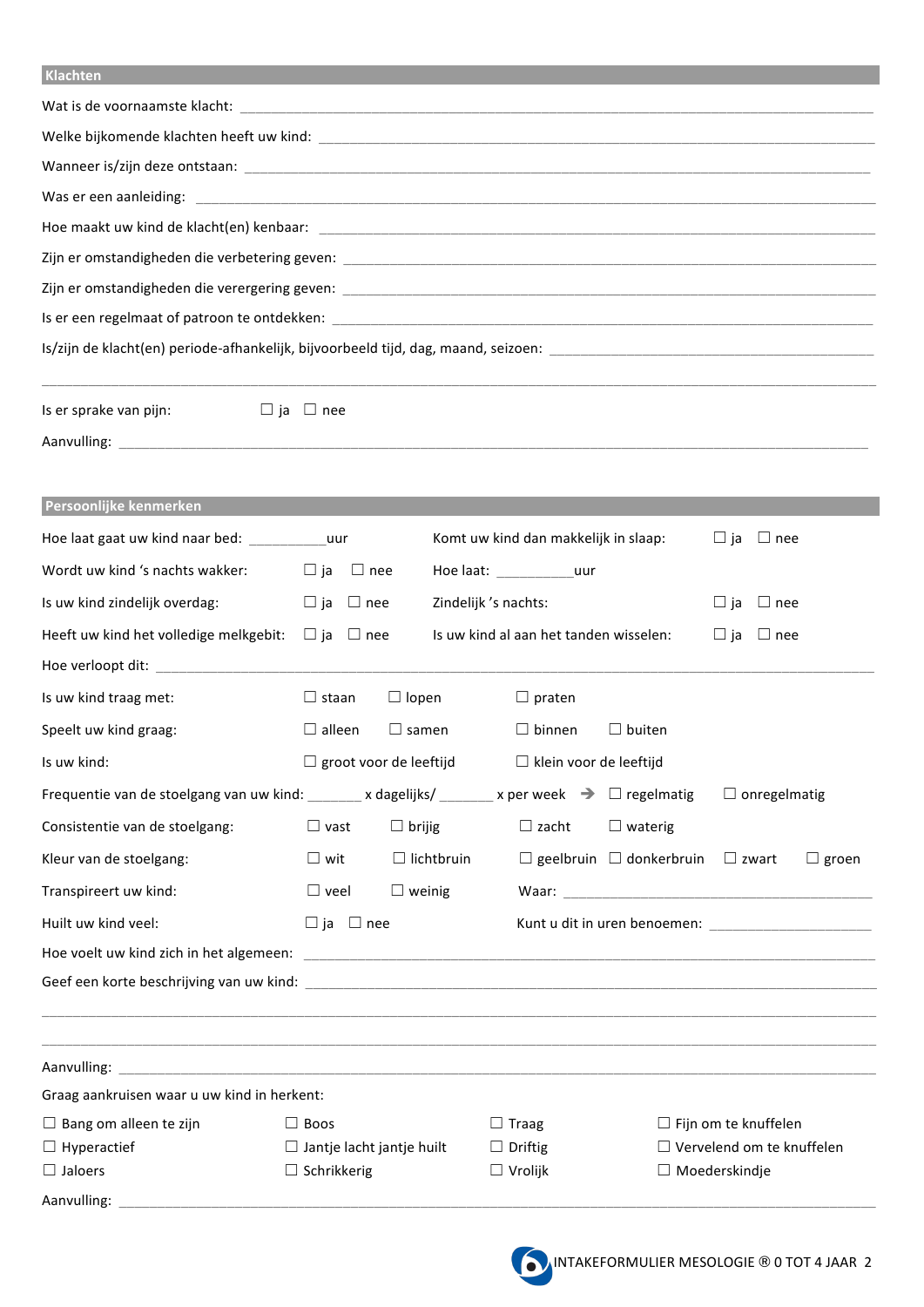## Klachten

Wat is de voornaamste klacht: ______________________________________________

Welke bijkomende klachten heeft uw kind: ______________________________________________

Wanneer is/zijn deze ontstaan: ______________________________________________

Was er een aanleiding: ______________________________________________

Hoe maakt uw kind de klacht(en) kenbaar: ______________________________________________

Zijn er omstandigheden die verbetering geven: ______________________________________________

Zijn er omstandigheden die verergering geven: ______________________________________________

Is er een regelmaat of patroon te ontdekken: ______________________________________________

Is/zijn de klacht(en) periode-afhankelijk, bijvoorbeeld tijd, dag, maand, seizoen: ______________________________________________

______________________________________________

Is er sprake van pijn: ☐ ja ☐ nee

Aanvulling: ______________________________________________

## Persoonlijke kenmerken

Hoe laat gaat uw kind naar bed: __________uur

Komt uw kind dan makkelijk in slaap: ☐ ja ☐ nee

Wordt uw kind 's nachts wakker: ☐ ja ☐ nee

Hoe laat: __________uur

Is uw kind zindelijk overdag: ☐ ja ☐ nee

Zindelijk 's nachts: ☐ ja ☐ nee

Heeft uw kind het volledige melkgebit: ☐ ja ☐ nee

Is uw kind al aan het tanden wisselen: ☐ ja ☐ nee

Hoe verloopt dit: ______________________________________________

Is uw kind traag met: ☐ staan ☐ lopen ☐ praten

Speelt uw kind graag: ☐ alleen ☐ samen ☐ binnen ☐ buiten

Is uw kind: ☐ groot voor de leeftijd ☐ klein voor de leeftijd

Frequentie van de stoelgang van uw kind: _______ x dagelijks/ _______ x per week ➔ ☐ regelmatig ☐ onregelmatig

Consistentie van de stoelgang: ☐ vast ☐ brijig ☐ zacht ☐ waterig

Kleur van de stoelgang: ☐ wit ☐ lichtbruin ☐ geelbruin ☐ donkerbruin ☐ zwart ☐ groen

Transpireert uw kind: ☐ veel ☐ weinig Waar: ______________________________

Huilt uw kind veel: ☐ ja ☐ nee Kunt u dit in uren benoemen: ____________________

Hoe voelt uw kind zich in het algemeen: ______________________________________________

Geef een korte beschrijving van uw kind: ______________________________________________

______________________________________________

______________________________________________

Aanvulling: ______________________________________________

Graag aankruisen waar u uw kind in herkent:

| | | | |
|---|---|---|---|
| ☐ Bang om alleen te zijn | ☐ Boos | ☐ Traag | ☐ Fijn om te knuffelen |
| ☐ Hyperactief | ☐ Jantje lacht jantje huilt | ☐ Driftig | ☐ Vervelend om te knuffelen |
| ☐ Jaloers | ☐ Schrikkerig | ☐ Vrolijk | ☐ Moederskindje |

Aanvulling: ______________________________________________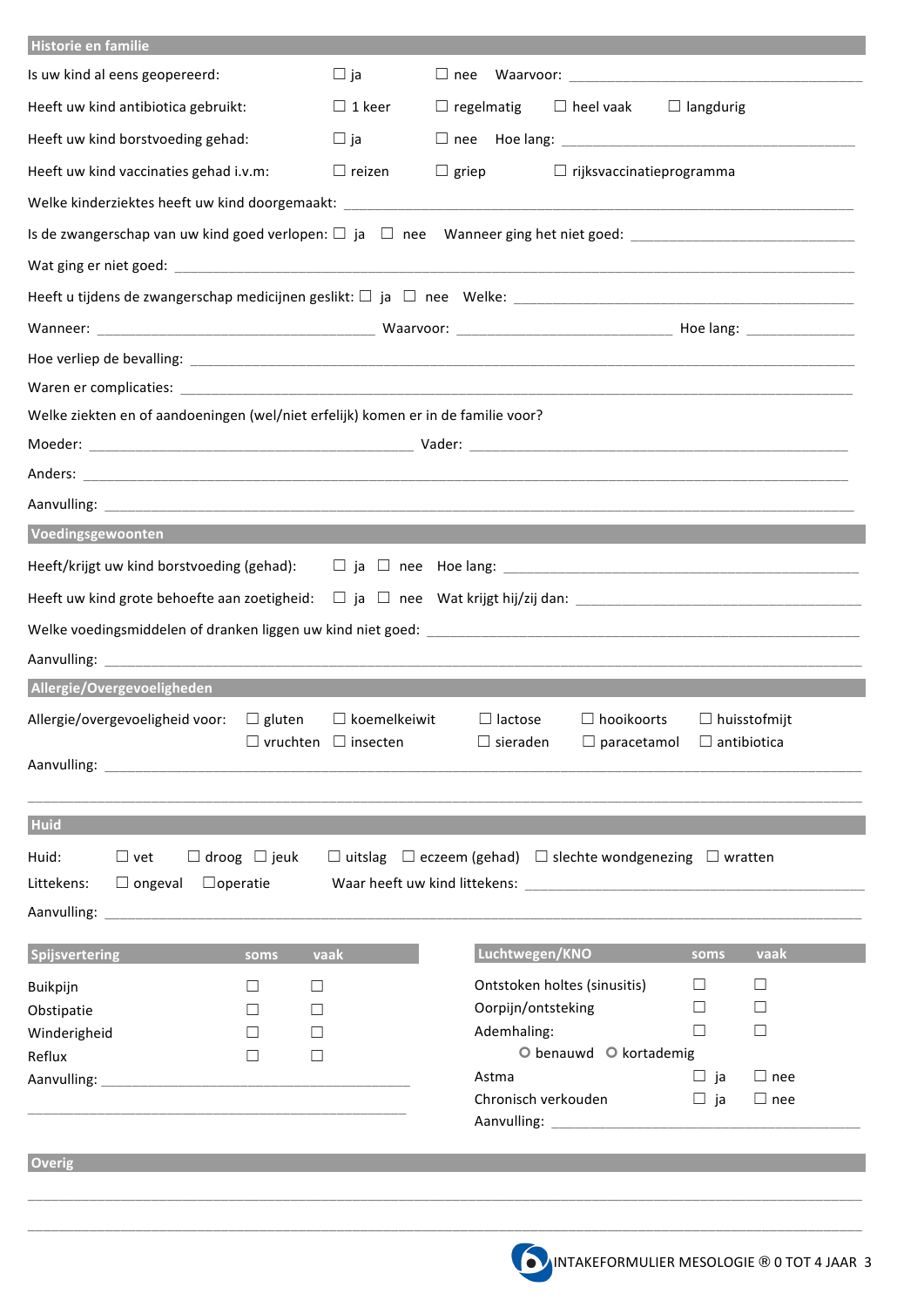## Historie en familie

Is uw kind al eens geopereerd: ☐ ja ☐ nee Waarvoor: ___________________________

Heeft uw kind antibiotica gebruikt: ☐ 1 keer ☐ regelmatig ☐ heel vaak ☐ langdurig

Heeft uw kind borstvoeding gehad: ☐ ja ☐ nee Hoe lang: ___________________________

Heeft uw kind vaccinaties gehad i.v.m: ☐ reizen ☐ griep ☐ rijksvaccinatieprogramma

Welke kinderziektes heeft uw kind doorgemaakt: ___________________________

Is de zwangerschap van uw kind goed verlopen: ☐ ja ☐ nee Wanneer ging het niet goed: ___________________________

Wat ging er niet goed: ___________________________

Heeft u tijdens de zwangerschap medicijnen geslikt: ☐ ja ☐ nee Welke: ___________________________

Wanneer: ___________________ Waarvoor: ___________________ Hoe lang: ___________

Hoe verliep de bevalling: ___________________________

Waren er complicaties: ___________________________

Welke ziekten en of aandoeningen (wel/niet erfelijk) komen er in de familie voor?

Moeder: ___________________ Vader: ___________________

Anders: ___________________________

Aanvulling: ___________________________

## Voedingsgewoonten

Heeft/krijgt uw kind borstvoeding (gehad): ☐ ja ☐ nee Hoe lang: ___________________________

Heeft uw kind grote behoefte aan zoetigheid: ☐ ja ☐ nee Wat krijgt hij/zij dan: ___________________________

Welke voedingsmiddelen of dranken liggen uw kind niet goed: ___________________________

Aanvulling: ___________________________

## Allergie/Overgevoeligheden

Allergie/overgevoeligheid voor: ☐ gluten ☐ koemelkeiwit ☐ lactose ☐ hooikoorts ☐ huisstofmijt ☐ vruchten ☐ insecten ☐ sieraden ☐ paracetamol ☐ antibiotica

Aanvulling: ___________________________

___________________________

## Huid

Huid: ☐ vet ☐ droog ☐ jeuk ☐ uitslag ☐ eczeem (gehad) ☐ slechte wondgenezing ☐ wratten

Littekens: ☐ ongeval ☐ operatie Waar heeft uw kind littekens: ___________________________

Aanvulling: ___________________________

## Spijsvertering

| Spijsvertering | soms | vaak |
|---|---|---|
| Buikpijn | ☐ | ☐ |
| Obstipatie | ☐ | ☐ |
| Winderigheid | ☐ | ☐ |
| Reflux | ☐ | ☐ |

Aanvulling: ___________________________

___________________________

## Luchtwegen/KNO

| Luchtwegen/KNO | soms | vaak |
|---|---|---|
| Ontstoken holtes (sinusitis) | ☐ | ☐ |
| Oorpijn/ontsteking | ☐ | ☐ |
| Ademhaling: | ☐ | ☐ |

○ benauwd ○ kortademig

| | | |
|---|---|---|
| Astma | ☐ ja | ☐ nee |
| Chronisch verkouden | ☐ ja | ☐ nee |

Aanvulling: ___________________________

## Overig

___________________________

___________________________

INTAKEFORMULIER MESOLOGIE ® 0 TOT 4 JAAR